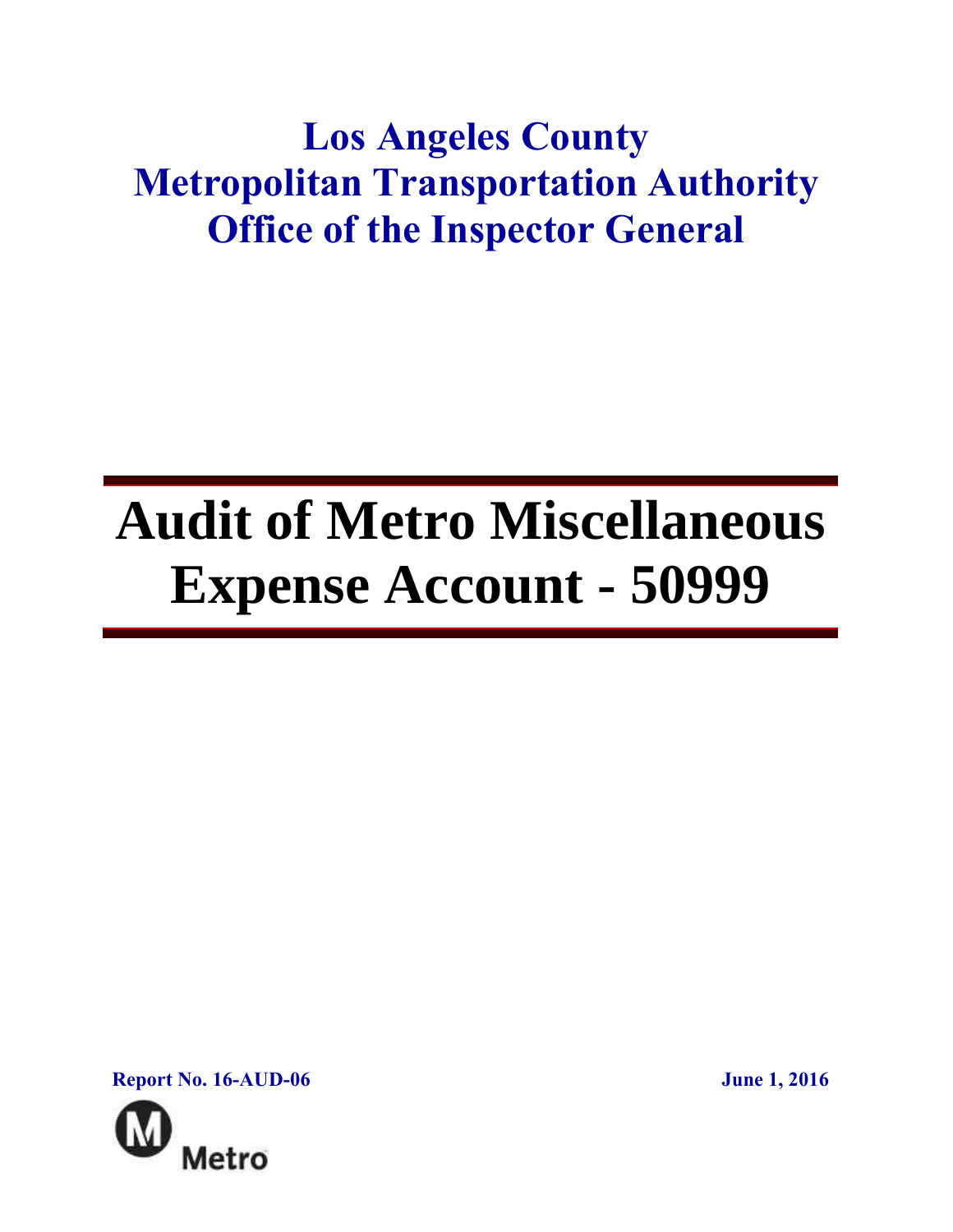# Los Angeles County
# Metropolitan Transportation Authority
# Office of the Inspector General

---

# Audit of Metro Miscellaneous Expense Account - 50999

---

**Report No. 16-AUD-06** **June 1, 2016**

Metro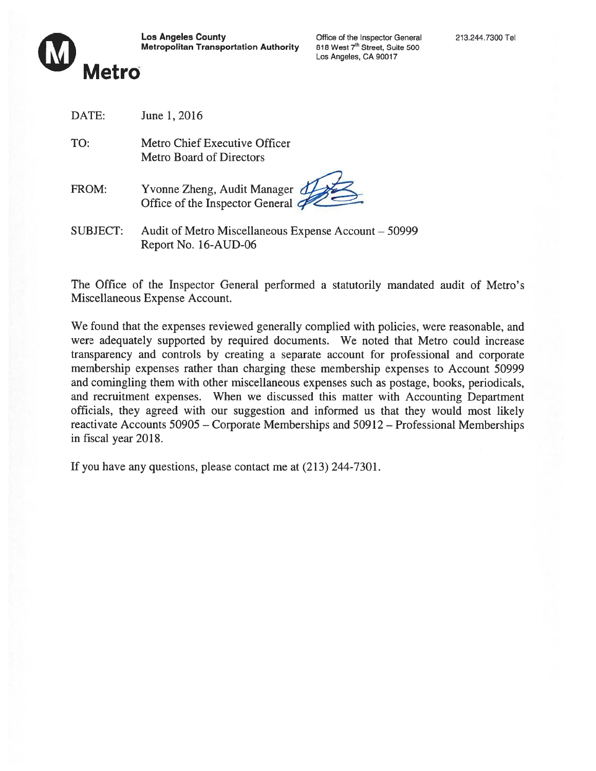**Los Angeles County**
**Metropolitan Transportation Authority**

Office of the Inspector General
818 West 7th Street, Suite 500
Los Angeles, CA 90017

213.244.7300 Tel

**Metro**

DATE: June 1, 2016

TO: Metro Chief Executive Officer
Metro Board of Directors

FROM: Yvonne Zheng, Audit Manager
Office of the Inspector General

SUBJECT: Audit of Metro Miscellaneous Expense Account – 50999
Report No. 16-AUD-06

The Office of the Inspector General performed a statutorily mandated audit of Metro's Miscellaneous Expense Account.

We found that the expenses reviewed generally complied with policies, were reasonable, and were adequately supported by required documents. We noted that Metro could increase transparency and controls by creating a separate account for professional and corporate membership expenses rather than charging these membership expenses to Account 50999 and comingling them with other miscellaneous expenses such as postage, books, periodicals, and recruitment expenses. When we discussed this matter with Accounting Department officials, they agreed with our suggestion and informed us that they would most likely reactivate Accounts 50905 – Corporate Memberships and 50912 – Professional Memberships in fiscal year 2018.

If you have any questions, please contact me at (213) 244-7301.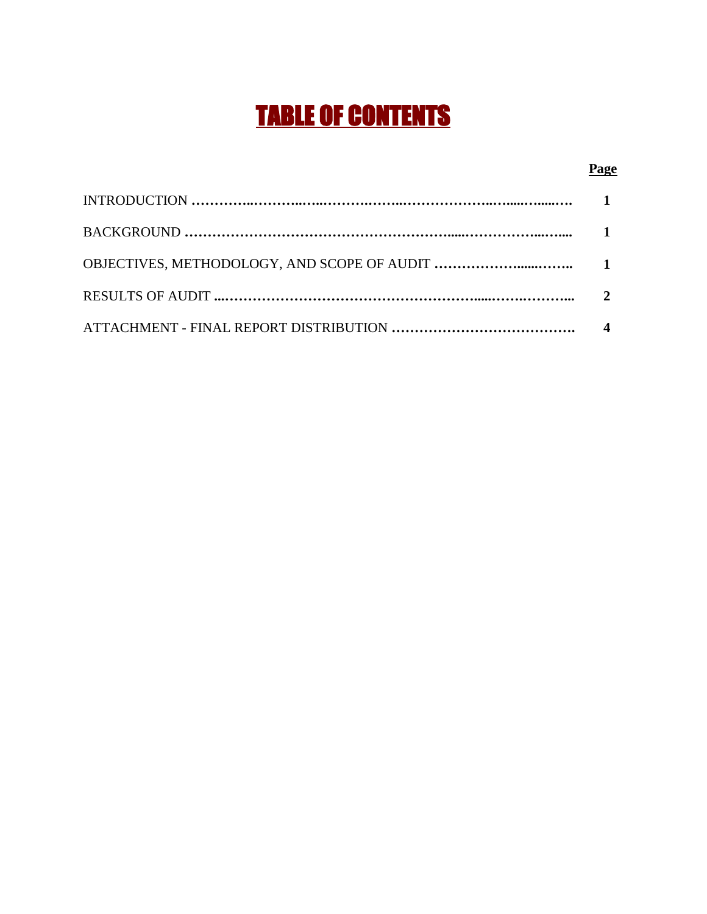# TABLE OF CONTENTS

| | Page |
|---|---|
| INTRODUCTION | 1 |
| BACKGROUND | 1 |
| OBJECTIVES, METHODOLOGY, AND SCOPE OF AUDIT | 1 |
| RESULTS OF AUDIT | 2 |
| ATTACHMENT - FINAL REPORT DISTRIBUTION | 4 |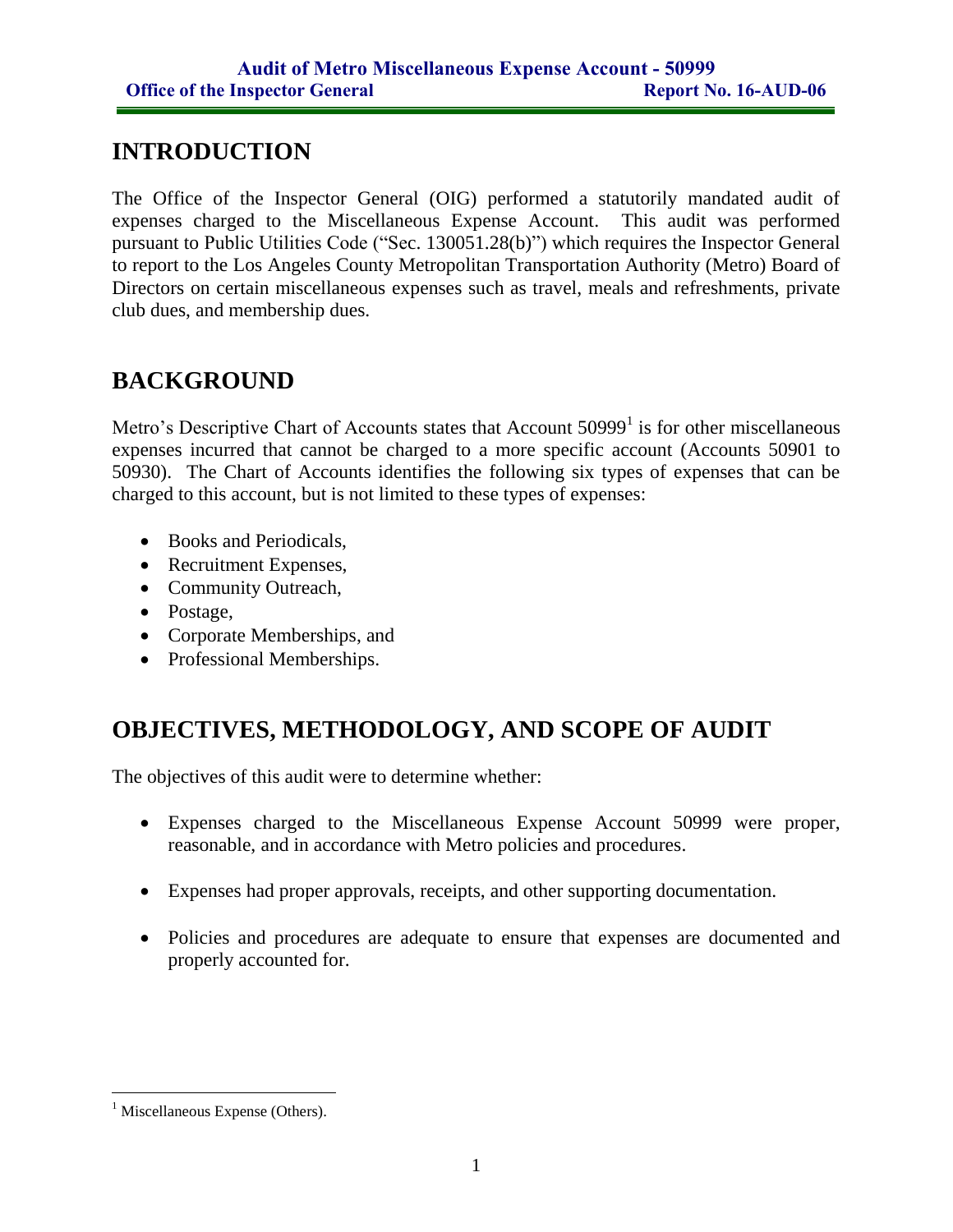## INTRODUCTION

The Office of the Inspector General (OIG) performed a statutorily mandated audit of expenses charged to the Miscellaneous Expense Account. This audit was performed pursuant to Public Utilities Code ("Sec. 130051.28(b)") which requires the Inspector General to report to the Los Angeles County Metropolitan Transportation Authority (Metro) Board of Directors on certain miscellaneous expenses such as travel, meals and refreshments, private club dues, and membership dues.

## BACKGROUND

Metro's Descriptive Chart of Accounts states that Account 50999[1] is for other miscellaneous expenses incurred that cannot be charged to a more specific account (Accounts 50901 to 50930). The Chart of Accounts identifies the following six types of expenses that can be charged to this account, but is not limited to these types of expenses:

- Books and Periodicals,
- Recruitment Expenses,
- Community Outreach,
- Postage,
- Corporate Memberships, and
- Professional Memberships.

## OBJECTIVES, METHODOLOGY, AND SCOPE OF AUDIT

The objectives of this audit were to determine whether:

- Expenses charged to the Miscellaneous Expense Account 50999 were proper, reasonable, and in accordance with Metro policies and procedures.
- Expenses had proper approvals, receipts, and other supporting documentation.
- Policies and procedures are adequate to ensure that expenses are documented and properly accounted for.

---

[1] Miscellaneous Expense (Others).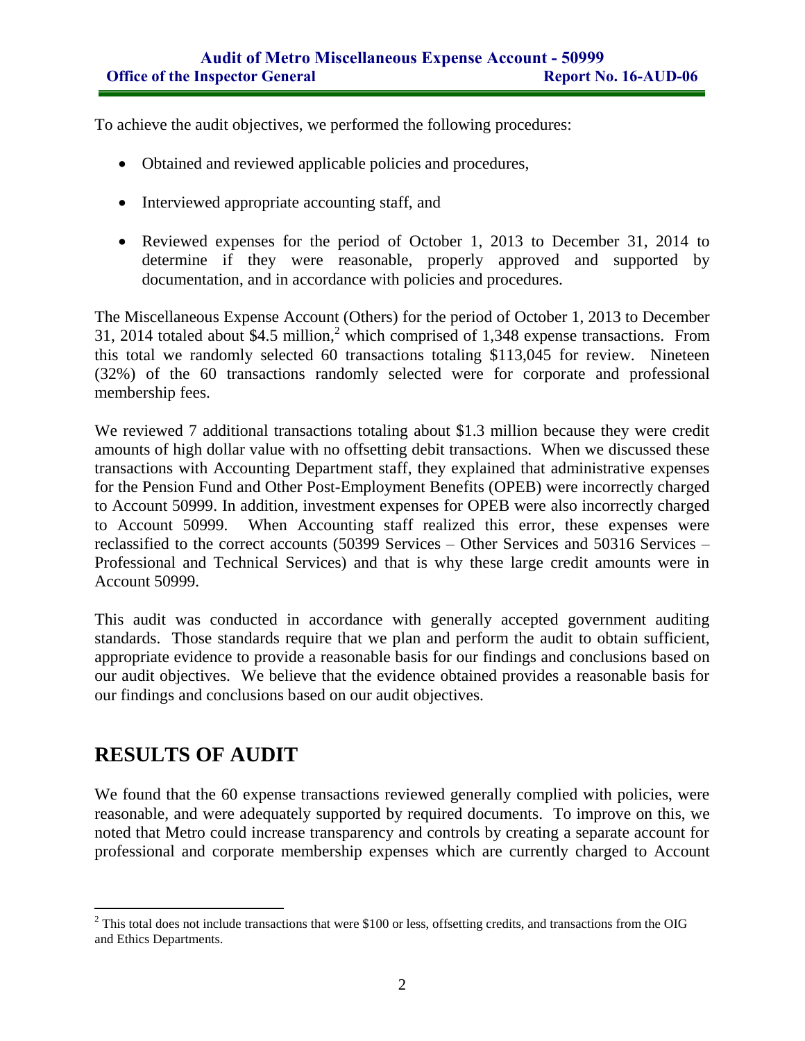To achieve the audit objectives, we performed the following procedures:

- Obtained and reviewed applicable policies and procedures,
- Interviewed appropriate accounting staff, and
- Reviewed expenses for the period of October 1, 2013 to December 31, 2014 to determine if they were reasonable, properly approved and supported by documentation, and in accordance with policies and procedures.

The Miscellaneous Expense Account (Others) for the period of October 1, 2013 to December 31, 2014 totaled about $4.5 million,[2] which comprised of 1,348 expense transactions. From this total we randomly selected 60 transactions totaling $113,045 for review. Nineteen (32%) of the 60 transactions randomly selected were for corporate and professional membership fees.

We reviewed 7 additional transactions totaling about $1.3 million because they were credit amounts of high dollar value with no offsetting debit transactions. When we discussed these transactions with Accounting Department staff, they explained that administrative expenses for the Pension Fund and Other Post-Employment Benefits (OPEB) were incorrectly charged to Account 50999. In addition, investment expenses for OPEB were also incorrectly charged to Account 50999. When Accounting staff realized this error, these expenses were reclassified to the correct accounts (50399 Services – Other Services and 50316 Services – Professional and Technical Services) and that is why these large credit amounts were in Account 50999.

This audit was conducted in accordance with generally accepted government auditing standards. Those standards require that we plan and perform the audit to obtain sufficient, appropriate evidence to provide a reasonable basis for our findings and conclusions based on our audit objectives. We believe that the evidence obtained provides a reasonable basis for our findings and conclusions based on our audit objectives.

## RESULTS OF AUDIT

We found that the 60 expense transactions reviewed generally complied with policies, were reasonable, and were adequately supported by required documents. To improve on this, we noted that Metro could increase transparency and controls by creating a separate account for professional and corporate membership expenses which are currently charged to Account

[2] This total does not include transactions that were $100 or less, offsetting credits, and transactions from the OIG and Ethics Departments.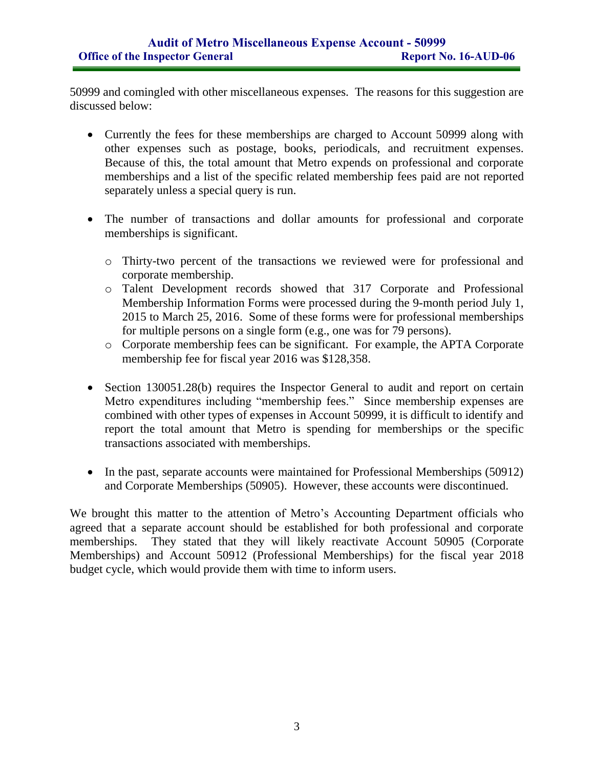50999 and comingled with other miscellaneous expenses. The reasons for this suggestion are discussed below:

- Currently the fees for these memberships are charged to Account 50999 along with other expenses such as postage, books, periodicals, and recruitment expenses. Because of this, the total amount that Metro expends on professional and corporate memberships and a list of the specific related membership fees paid are not reported separately unless a special query is run.

- The number of transactions and dollar amounts for professional and corporate memberships is significant.

    - Thirty-two percent of the transactions we reviewed were for professional and corporate membership.
    - Talent Development records showed that 317 Corporate and Professional Membership Information Forms were processed during the 9-month period July 1, 2015 to March 25, 2016. Some of these forms were for professional memberships for multiple persons on a single form (e.g., one was for 79 persons).
    - Corporate membership fees can be significant. For example, the APTA Corporate membership fee for fiscal year 2016 was $128,358.

- Section 130051.28(b) requires the Inspector General to audit and report on certain Metro expenditures including "membership fees." Since membership expenses are combined with other types of expenses in Account 50999, it is difficult to identify and report the total amount that Metro is spending for memberships or the specific transactions associated with memberships.

- In the past, separate accounts were maintained for Professional Memberships (50912) and Corporate Memberships (50905). However, these accounts were discontinued.

We brought this matter to the attention of Metro's Accounting Department officials who agreed that a separate account should be established for both professional and corporate memberships. They stated that they will likely reactivate Account 50905 (Corporate Memberships) and Account 50912 (Professional Memberships) for the fiscal year 2018 budget cycle, which would provide them with time to inform users.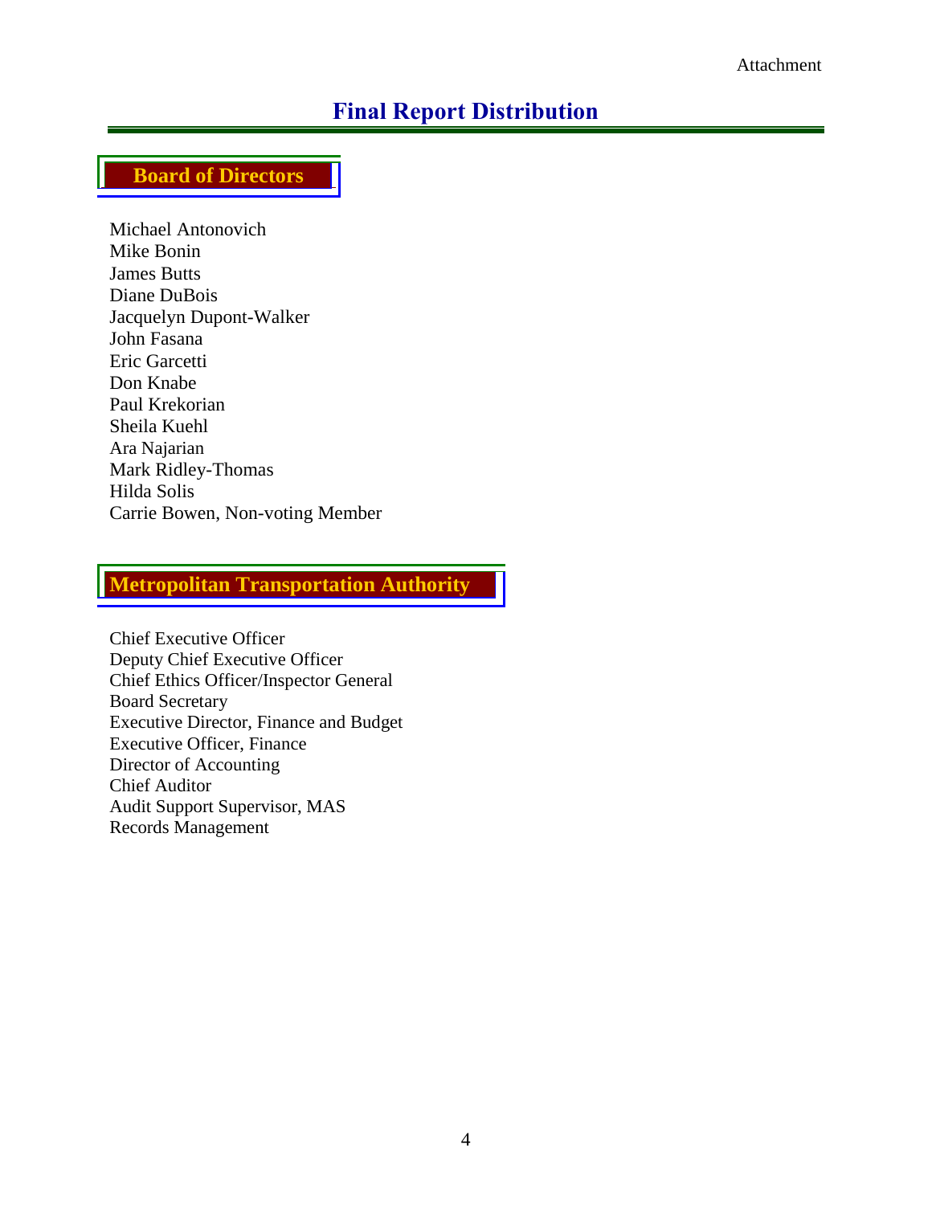Attachment

# Final Report Distribution

## Board of Directors

Michael Antonovich
Mike Bonin
James Butts
Diane DuBois
Jacquelyn Dupont-Walker
John Fasana
Eric Garcetti
Don Knabe
Paul Krekorian
Sheila Kuehl
Ara Najarian
Mark Ridley-Thomas
Hilda Solis
Carrie Bowen, Non-voting Member

## Metropolitan Transportation Authority

Chief Executive Officer
Deputy Chief Executive Officer
Chief Ethics Officer/Inspector General
Board Secretary
Executive Director, Finance and Budget
Executive Officer, Finance
Director of Accounting
Chief Auditor
Audit Support Supervisor, MAS
Records Management